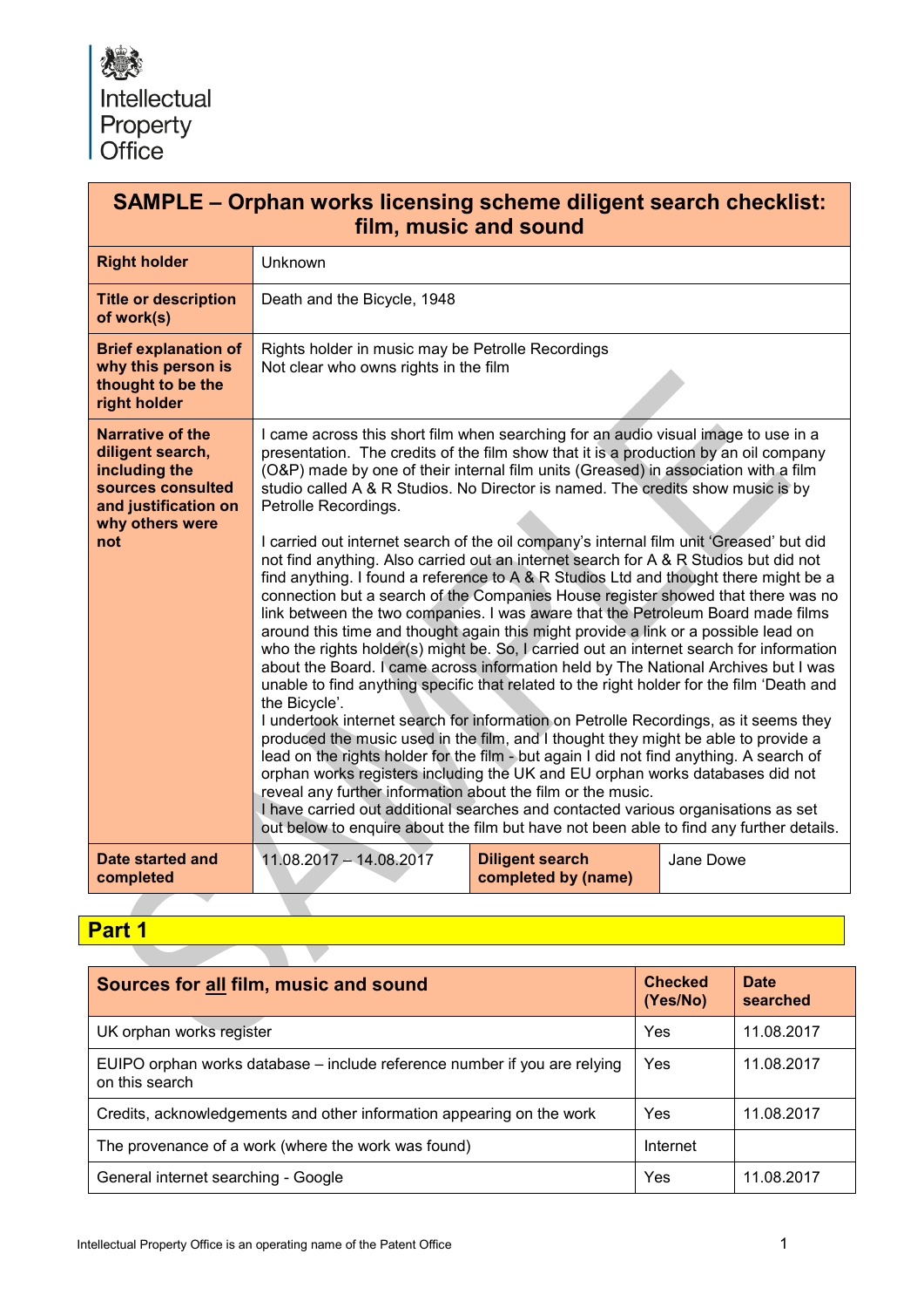Intellectual Property Office

| **SAMPLE – Orphan works licensing scheme diligent search checklist: film, music and sound** | | | |
|---|---|---|---|
| **Right holder** | Unknown | | |
| **Title or description of work(s)** | Death and the Bicycle, 1948 | | |
| **Brief explanation of why this person is thought to be the right holder** | Rights holder in music may be Petrolle Recordings<br>Not clear who owns rights in the film | | |
| **Narrative of the diligent search, including the sources consulted and justification on why others were not** | I came across this short film when searching for an audio visual image to use in a presentation. The credits of the film show that it is a production by an oil company (O&P) made by one of their internal film units (Greased) in association with a film studio called A & R Studios. No Director is named. The credits show music is by Petrolle Recordings.<br><br>I carried out internet search of the oil company's internal film unit 'Greased' but did not find anything. Also carried out an internet search for A & R Studios but did not find anything. I found a reference to A & R Studios Ltd and thought there might be a connection but a search of the Companies House register showed that there was no link between the two companies. I was aware that the Petroleum Board made films around this time and thought again this might provide a link or a possible lead on who the rights holder(s) might be. So, I carried out an internet search for information about the Board. I came across information held by The National Archives but I was unable to find anything specific that related to the right holder for the film 'Death and the Bicycle'.<br>I undertook internet search for information on Petrolle Recordings, as it seems they produced the music used in the film, and I thought they might be able to provide a lead on the rights holder for the film - but again I did not find anything. A search of orphan works registers including the UK and EU orphan works databases did not reveal any further information about the film or the music.<br>I have carried out additional searches and contacted various organisations as set out below to enquire about the film but have not been able to find any further details. | | |
| **Date started and completed** | 11.08.2017 – 14.08.2017 | **Diligent search completed by (name)** | Jane Dowe |

## Part 1

| **Sources for all film, music and sound** | **Checked (Yes/No)** | **Date searched** |
|---|---|---|
| UK orphan works register | Yes | 11.08.2017 |
| EUIPO orphan works database – include reference number if you are relying on this search | Yes | 11.08.2017 |
| Credits, acknowledgements and other information appearing on the work | Yes | 11.08.2017 |
| The provenance of a work (where the work was found) | Internet | |
| General internet searching - Google | Yes | 11.08.2017 |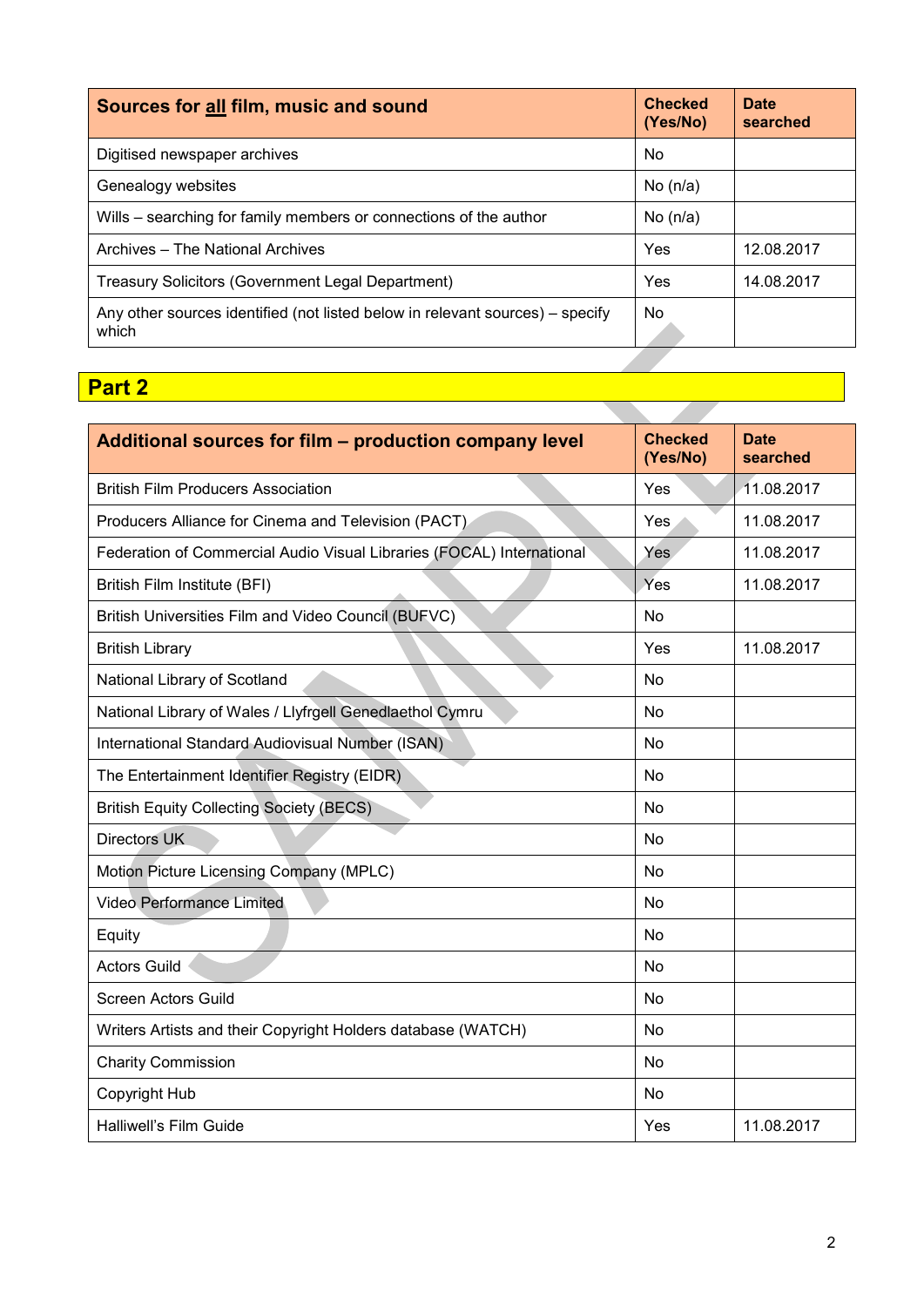| Sources for all film, music and sound | Checked (Yes/No) | Date searched |
|---|---|---|
| Digitised newspaper archives | No | |
| Genealogy websites | No (n/a) | |
| Wills – searching for family members or connections of the author | No (n/a) | |
| Archives – The National Archives | Yes | 12.08.2017 |
| Treasury Solicitors (Government Legal Department) | Yes | 14.08.2017 |
| Any other sources identified (not listed below in relevant sources) – specify which | No | |

## Part 2

| Additional sources for film – production company level | Checked (Yes/No) | Date searched |
|---|---|---|
| British Film Producers Association | Yes | 11.08.2017 |
| Producers Alliance for Cinema and Television (PACT) | Yes | 11.08.2017 |
| Federation of Commercial Audio Visual Libraries (FOCAL) International | Yes | 11.08.2017 |
| British Film Institute (BFI) | Yes | 11.08.2017 |
| British Universities Film and Video Council (BUFVC) | No | |
| British Library | Yes | 11.08.2017 |
| National Library of Scotland | No | |
| National Library of Wales / Llyfrgell Genedlaethol Cymru | No | |
| International Standard Audiovisual Number (ISAN) | No | |
| The Entertainment Identifier Registry (EIDR) | No | |
| British Equity Collecting Society (BECS) | No | |
| Directors UK | No | |
| Motion Picture Licensing Company (MPLC) | No | |
| Video Performance Limited | No | |
| Equity | No | |
| Actors Guild | No | |
| Screen Actors Guild | No | |
| Writers Artists and their Copyright Holders database (WATCH) | No | |
| Charity Commission | No | |
| Copyright Hub | No | |
| Halliwell's Film Guide | Yes | 11.08.2017 |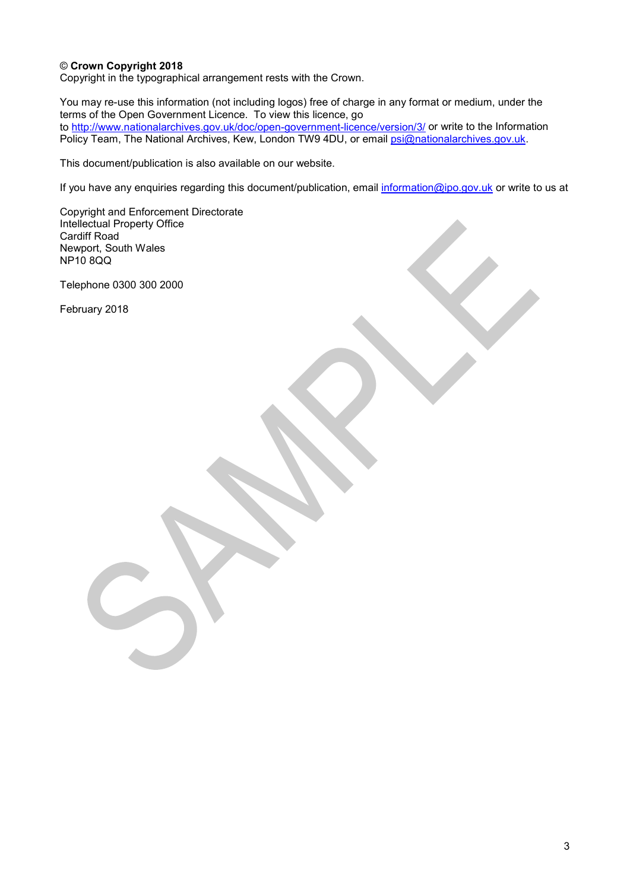**© Crown Copyright 2018**
Copyright in the typographical arrangement rests with the Crown.

You may re-use this information (not including logos) free of charge in any format or medium, under the terms of the Open Government Licence. To view this licence, go to http://www.nationalarchives.gov.uk/doc/open-government-licence/version/3/ or write to the Information Policy Team, The National Archives, Kew, London TW9 4DU, or email psi@nationalarchives.gov.uk.

This document/publication is also available on our website.

If you have any enquiries regarding this document/publication, email information@ipo.gov.uk or write to us at

Copyright and Enforcement Directorate
Intellectual Property Office
Cardiff Road
Newport, South Wales
NP10 8QQ

Telephone 0300 300 2000

February 2018